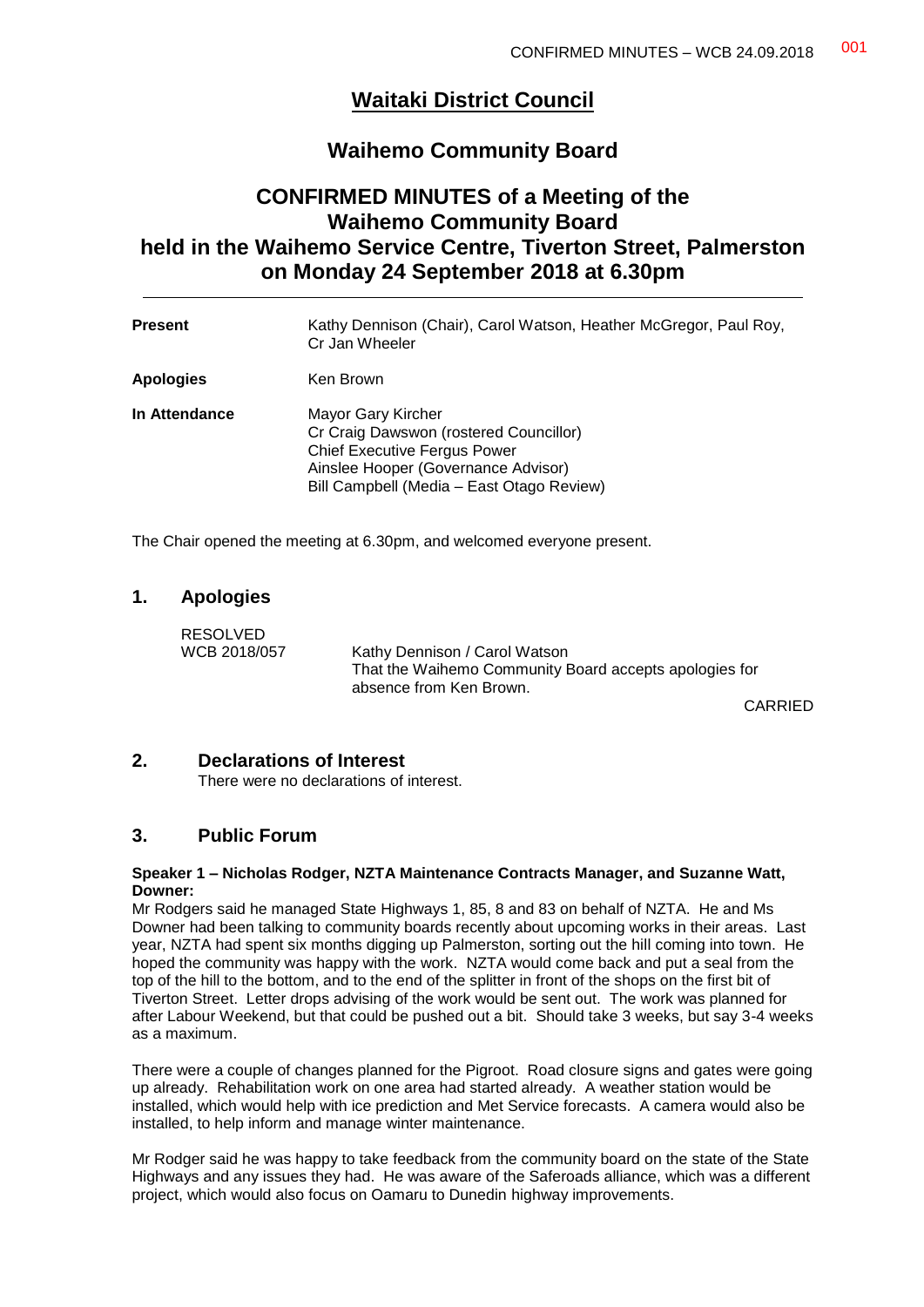# Waitaki District Council

## Waihemo Community Board

## CONFIRMED MINUTES of a Meeting of the Waihemo Community Board held in the Waihemo Service Centre, Tiverton Street, Palmerston on Monday 24 September 2018 at 6.30pm

| | |
|---|---|
| **Present** | Kathy Dennison (Chair), Carol Watson, Heather McGregor, Paul Roy, Cr Jan Wheeler |
| **Apologies** | Ken Brown |
| **In Attendance** | Mayor Gary Kircher<br>Cr Craig Dawswon (rostered Councillor)<br>Chief Executive Fergus Power<br>Ainslee Hooper (Governance Advisor)<br>Bill Campbell (Media – East Otago Review) |

The Chair opened the meeting at 6.30pm, and welcomed everyone present.

### 1. Apologies

RESOLVED
WCB 2018/057 Kathy Dennison / Carol Watson
That the Waihemo Community Board accepts apologies for absence from Ken Brown.

CARRIED

### 2. Declarations of Interest

There were no declarations of interest.

### 3. Public Forum

**Speaker 1 – Nicholas Rodger, NZTA Maintenance Contracts Manager, and Suzanne Watt, Downer:**

Mr Rodgers said he managed State Highways 1, 85, 8 and 83 on behalf of NZTA. He and Ms Downer had been talking to community boards recently about upcoming works in their areas. Last year, NZTA had spent six months digging up Palmerston, sorting out the hill coming into town. He hoped the community was happy with the work. NZTA would come back and put a seal from the top of the hill to the bottom, and to the end of the splitter in front of the shops on the first bit of Tiverton Street. Letter drops advising of the work would be sent out. The work was planned for after Labour Weekend, but that could be pushed out a bit. Should take 3 weeks, but say 3-4 weeks as a maximum.

There were a couple of changes planned for the Pigroot. Road closure signs and gates were going up already. Rehabilitation work on one area had started already. A weather station would be installed, which would help with ice prediction and Met Service forecasts. A camera would also be installed, to help inform and manage winter maintenance.

Mr Rodger said he was happy to take feedback from the community board on the state of the State Highways and any issues they had. He was aware of the Saferoads alliance, which was a different project, which would also focus on Oamaru to Dunedin highway improvements.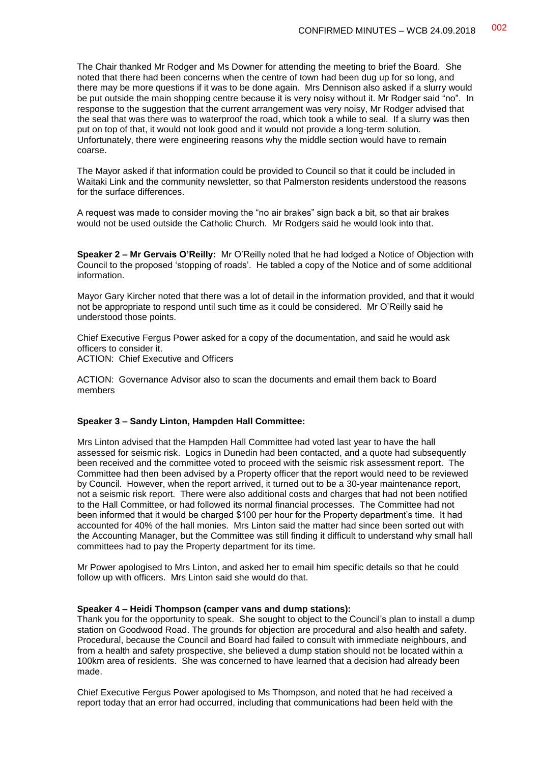The Chair thanked Mr Rodger and Ms Downer for attending the meeting to brief the Board. She noted that there had been concerns when the centre of town had been dug up for so long, and there may be more questions if it was to be done again. Mrs Dennison also asked if a slurry would be put outside the main shopping centre because it is very noisy without it. Mr Rodger said "no". In response to the suggestion that the current arrangement was very noisy, Mr Rodger advised that the seal that was there was to waterproof the road, which took a while to seal. If a slurry was then put on top of that, it would not look good and it would not provide a long-term solution. Unfortunately, there were engineering reasons why the middle section would have to remain coarse.

The Mayor asked if that information could be provided to Council so that it could be included in Waitaki Link and the community newsletter, so that Palmerston residents understood the reasons for the surface differences.

A request was made to consider moving the "no air brakes" sign back a bit, so that air brakes would not be used outside the Catholic Church. Mr Rodgers said he would look into that.

**Speaker 2 – Mr Gervais O'Reilly:** Mr O'Reilly noted that he had lodged a Notice of Objection with Council to the proposed 'stopping of roads'. He tabled a copy of the Notice and of some additional information.

Mayor Gary Kircher noted that there was a lot of detail in the information provided, and that it would not be appropriate to respond until such time as it could be considered. Mr O'Reilly said he understood those points.

Chief Executive Fergus Power asked for a copy of the documentation, and said he would ask officers to consider it.
ACTION: Chief Executive and Officers

ACTION: Governance Advisor also to scan the documents and email them back to Board members

**Speaker 3 – Sandy Linton, Hampden Hall Committee:**

Mrs Linton advised that the Hampden Hall Committee had voted last year to have the hall assessed for seismic risk. Logics in Dunedin had been contacted, and a quote had subsequently been received and the committee voted to proceed with the seismic risk assessment report. The Committee had then been advised by a Property officer that the report would need to be reviewed by Council. However, when the report arrived, it turned out to be a 30-year maintenance report, not a seismic risk report. There were also additional costs and charges that had not been notified to the Hall Committee, or had followed its normal financial processes. The Committee had not been informed that it would be charged $100 per hour for the Property department's time. It had accounted for 40% of the hall monies. Mrs Linton said the matter had since been sorted out with the Accounting Manager, but the Committee was still finding it difficult to understand why small hall committees had to pay the Property department for its time.

Mr Power apologised to Mrs Linton, and asked her to email him specific details so that he could follow up with officers. Mrs Linton said she would do that.

**Speaker 4 – Heidi Thompson (camper vans and dump stations):**
Thank you for the opportunity to speak. She sought to object to the Council's plan to install a dump station on Goodwood Road. The grounds for objection are procedural and also health and safety. Procedural, because the Council and Board had failed to consult with immediate neighbours, and from a health and safety prospective, she believed a dump station should not be located within a 100km area of residents. She was concerned to have learned that a decision had already been made.

Chief Executive Fergus Power apologised to Ms Thompson, and noted that he had received a report today that an error had occurred, including that communications had been held with the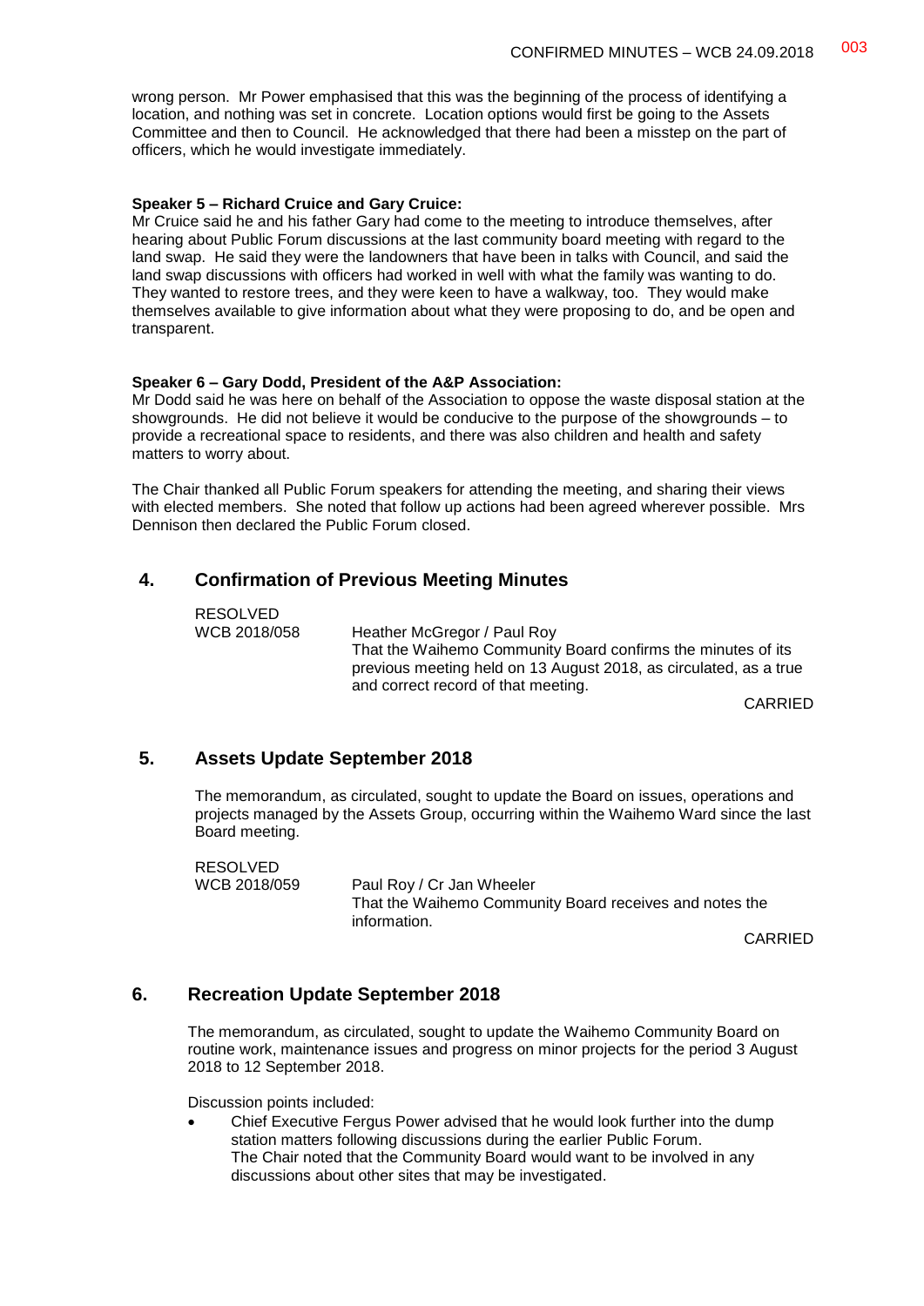wrong person. Mr Power emphasised that this was the beginning of the process of identifying a location, and nothing was set in concrete. Location options would first be going to the Assets Committee and then to Council. He acknowledged that there had been a misstep on the part of officers, which he would investigate immediately.

**Speaker 5 – Richard Cruice and Gary Cruice:**
Mr Cruice said he and his father Gary had come to the meeting to introduce themselves, after hearing about Public Forum discussions at the last community board meeting with regard to the land swap. He said they were the landowners that have been in talks with Council, and said the land swap discussions with officers had worked in well with what the family was wanting to do. They wanted to restore trees, and they were keen to have a walkway, too. They would make themselves available to give information about what they were proposing to do, and be open and transparent.

**Speaker 6 – Gary Dodd, President of the A&P Association:**
Mr Dodd said he was here on behalf of the Association to oppose the waste disposal station at the showgrounds. He did not believe it would be conducive to the purpose of the showgrounds – to provide a recreational space to residents, and there was also children and health and safety matters to worry about.

The Chair thanked all Public Forum speakers for attending the meeting, and sharing their views with elected members. She noted that follow up actions had been agreed wherever possible. Mrs Dennison then declared the Public Forum closed.

## 4. Confirmation of Previous Meeting Minutes

RESOLVED
WCB 2018/058 Heather McGregor / Paul Roy
That the Waihemo Community Board confirms the minutes of its previous meeting held on 13 August 2018, as circulated, as a true and correct record of that meeting.

CARRIED

## 5. Assets Update September 2018

The memorandum, as circulated, sought to update the Board on issues, operations and projects managed by the Assets Group, occurring within the Waihemo Ward since the last Board meeting.

RESOLVED
WCB 2018/059 Paul Roy / Cr Jan Wheeler
That the Waihemo Community Board receives and notes the information.

CARRIED

## 6. Recreation Update September 2018

The memorandum, as circulated, sought to update the Waihemo Community Board on routine work, maintenance issues and progress on minor projects for the period 3 August 2018 to 12 September 2018.

Discussion points included:

- Chief Executive Fergus Power advised that he would look further into the dump station matters following discussions during the earlier Public Forum.
  The Chair noted that the Community Board would want to be involved in any discussions about other sites that may be investigated.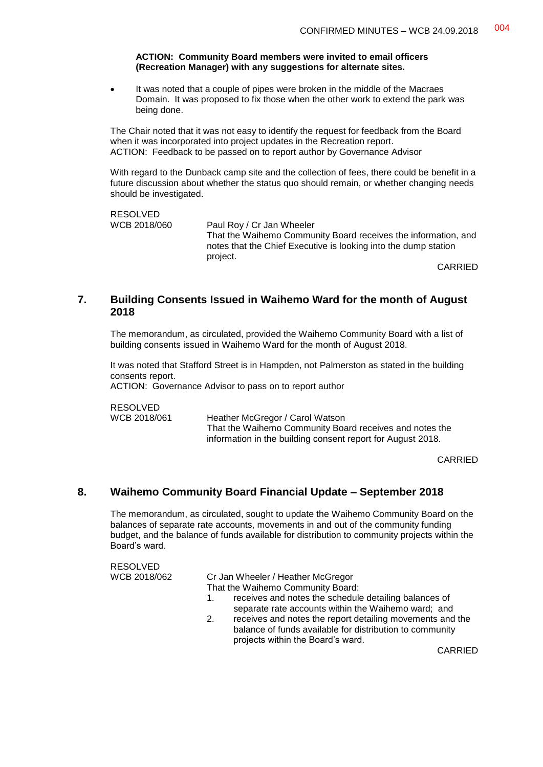**ACTION: Community Board members were invited to email officers (Recreation Manager) with any suggestions for alternate sites.**

- It was noted that a couple of pipes were broken in the middle of the Macraes Domain. It was proposed to fix those when the other work to extend the park was being done.

The Chair noted that it was not easy to identify the request for feedback from the Board when it was incorporated into project updates in the Recreation report.
ACTION: Feedback to be passed on to report author by Governance Advisor

With regard to the Dunback camp site and the collection of fees, there could be benefit in a future discussion about whether the status quo should remain, or whether changing needs should be investigated.

RESOLVED
WCB 2018/060 Paul Roy / Cr Jan Wheeler
That the Waihemo Community Board receives the information, and notes that the Chief Executive is looking into the dump station project.

CARRIED

## 7. Building Consents Issued in Waihemo Ward for the month of August 2018

The memorandum, as circulated, provided the Waihemo Community Board with a list of building consents issued in Waihemo Ward for the month of August 2018.

It was noted that Stafford Street is in Hampden, not Palmerston as stated in the building consents report.
ACTION: Governance Advisor to pass on to report author

RESOLVED
WCB 2018/061 Heather McGregor / Carol Watson
That the Waihemo Community Board receives and notes the information in the building consent report for August 2018.

CARRIED

## 8. Waihemo Community Board Financial Update – September 2018

The memorandum, as circulated, sought to update the Waihemo Community Board on the balances of separate rate accounts, movements in and out of the community funding budget, and the balance of funds available for distribution to community projects within the Board's ward.

RESOLVED
WCB 2018/062 Cr Jan Wheeler / Heather McGregor
That the Waihemo Community Board:

1. receives and notes the schedule detailing balances of separate rate accounts within the Waihemo ward; and
2. receives and notes the report detailing movements and the balance of funds available for distribution to community projects within the Board's ward.

CARRIED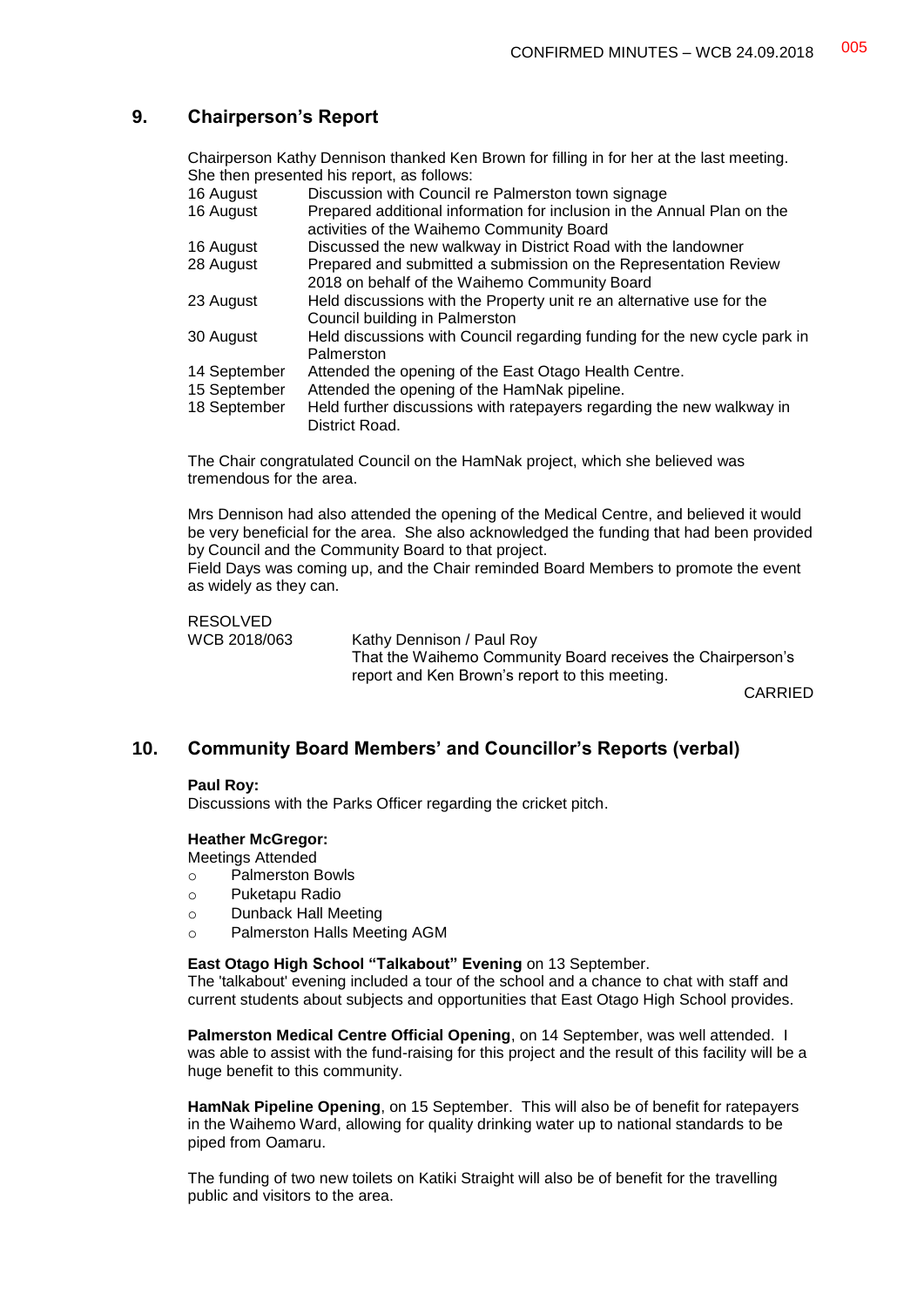## 9. Chairperson's Report

Chairperson Kathy Dennison thanked Ken Brown for filling in for her at the last meeting. She then presented his report, as follows:

| | |
|---|---|
| 16 August | Discussion with Council re Palmerston town signage |
| 16 August | Prepared additional information for inclusion in the Annual Plan on the activities of the Waihemo Community Board |
| 16 August | Discussed the new walkway in District Road with the landowner |
| 28 August | Prepared and submitted a submission on the Representation Review 2018 on behalf of the Waihemo Community Board |
| 23 August | Held discussions with the Property unit re an alternative use for the Council building in Palmerston |
| 30 August | Held discussions with Council regarding funding for the new cycle park in Palmerston |
| 14 September | Attended the opening of the East Otago Health Centre. |
| 15 September | Attended the opening of the HamNak pipeline. |
| 18 September | Held further discussions with ratepayers regarding the new walkway in District Road. |

The Chair congratulated Council on the HamNak project, which she believed was tremendous for the area.

Mrs Dennison had also attended the opening of the Medical Centre, and believed it would be very beneficial for the area. She also acknowledged the funding that had been provided by Council and the Community Board to that project.
Field Days was coming up, and the Chair reminded Board Members to promote the event as widely as they can.

RESOLVED
WCB 2018/063 Kathy Dennison / Paul Roy
That the Waihemo Community Board receives the Chairperson's report and Ken Brown's report to this meeting.

CARRIED

## 10. Community Board Members' and Councillor's Reports (verbal)

**Paul Roy:**
Discussions with the Parks Officer regarding the cricket pitch.

**Heather McGregor:**
Meetings Attended

- Palmerston Bowls
- Puketapu Radio
- Dunback Hall Meeting
- Palmerston Halls Meeting AGM

**East Otago High School "Talkabout" Evening** on 13 September.
The 'talkabout' evening included a tour of the school and a chance to chat with staff and current students about subjects and opportunities that East Otago High School provides.

**Palmerston Medical Centre Official Opening**, on 14 September, was well attended. I was able to assist with the fund-raising for this project and the result of this facility will be a huge benefit to this community.

**HamNak Pipeline Opening**, on 15 September. This will also be of benefit for ratepayers in the Waihemo Ward, allowing for quality drinking water up to national standards to be piped from Oamaru.

The funding of two new toilets on Katiki Straight will also be of benefit for the travelling public and visitors to the area.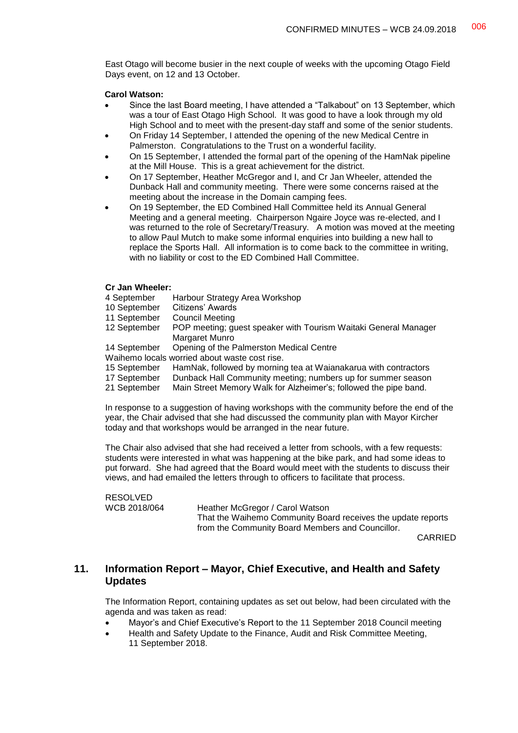East Otago will become busier in the next couple of weeks with the upcoming Otago Field Days event, on 12 and 13 October.

**Carol Watson:**

- Since the last Board meeting, I have attended a "Talkabout" on 13 September, which was a tour of East Otago High School. It was good to have a look through my old High School and to meet with the present-day staff and some of the senior students.
- On Friday 14 September, I attended the opening of the new Medical Centre in Palmerston. Congratulations to the Trust on a wonderful facility.
- On 15 September, I attended the formal part of the opening of the HamNak pipeline at the Mill House. This is a great achievement for the district.
- On 17 September, Heather McGregor and I, and Cr Jan Wheeler, attended the Dunback Hall and community meeting. There were some concerns raised at the meeting about the increase in the Domain camping fees.
- On 19 September, the ED Combined Hall Committee held its Annual General Meeting and a general meeting. Chairperson Ngaire Joyce was re-elected, and I was returned to the role of Secretary/Treasury. A motion was moved at the meeting to allow Paul Mutch to make some informal enquiries into building a new hall to replace the Sports Hall. All information is to come back to the committee in writing, with no liability or cost to the ED Combined Hall Committee.

**Cr Jan Wheeler:**

| | |
|---|---|
| 4 September | Harbour Strategy Area Workshop |
| 10 September | Citizens' Awards |
| 11 September | Council Meeting |
| 12 September | POP meeting; guest speaker with Tourism Waitaki General Manager Margaret Munro |
| 14 September | Opening of the Palmerston Medical Centre |

Waihemo locals worried about waste cost rise.

| | |
|---|---|
| 15 September | HamNak, followed by morning tea at Waianakarua with contractors |
| 17 September | Dunback Hall Community meeting; numbers up for summer season |
| 21 September | Main Street Memory Walk for Alzheimer's; followed the pipe band. |

In response to a suggestion of having workshops with the community before the end of the year, the Chair advised that she had discussed the community plan with Mayor Kircher today and that workshops would be arranged in the near future.

The Chair also advised that she had received a letter from schools, with a few requests: students were interested in what was happening at the bike park, and had some ideas to put forward. She had agreed that the Board would meet with the students to discuss their views, and had emailed the letters through to officers to facilitate that process.

RESOLVED

WCB 2018/064 — Heather McGregor / Carol Watson

That the Waihemo Community Board receives the update reports from the Community Board Members and Councillor.

CARRIED

## 11. Information Report – Mayor, Chief Executive, and Health and Safety Updates

The Information Report, containing updates as set out below, had been circulated with the agenda and was taken as read:

- Mayor's and Chief Executive's Report to the 11 September 2018 Council meeting
- Health and Safety Update to the Finance, Audit and Risk Committee Meeting, 11 September 2018.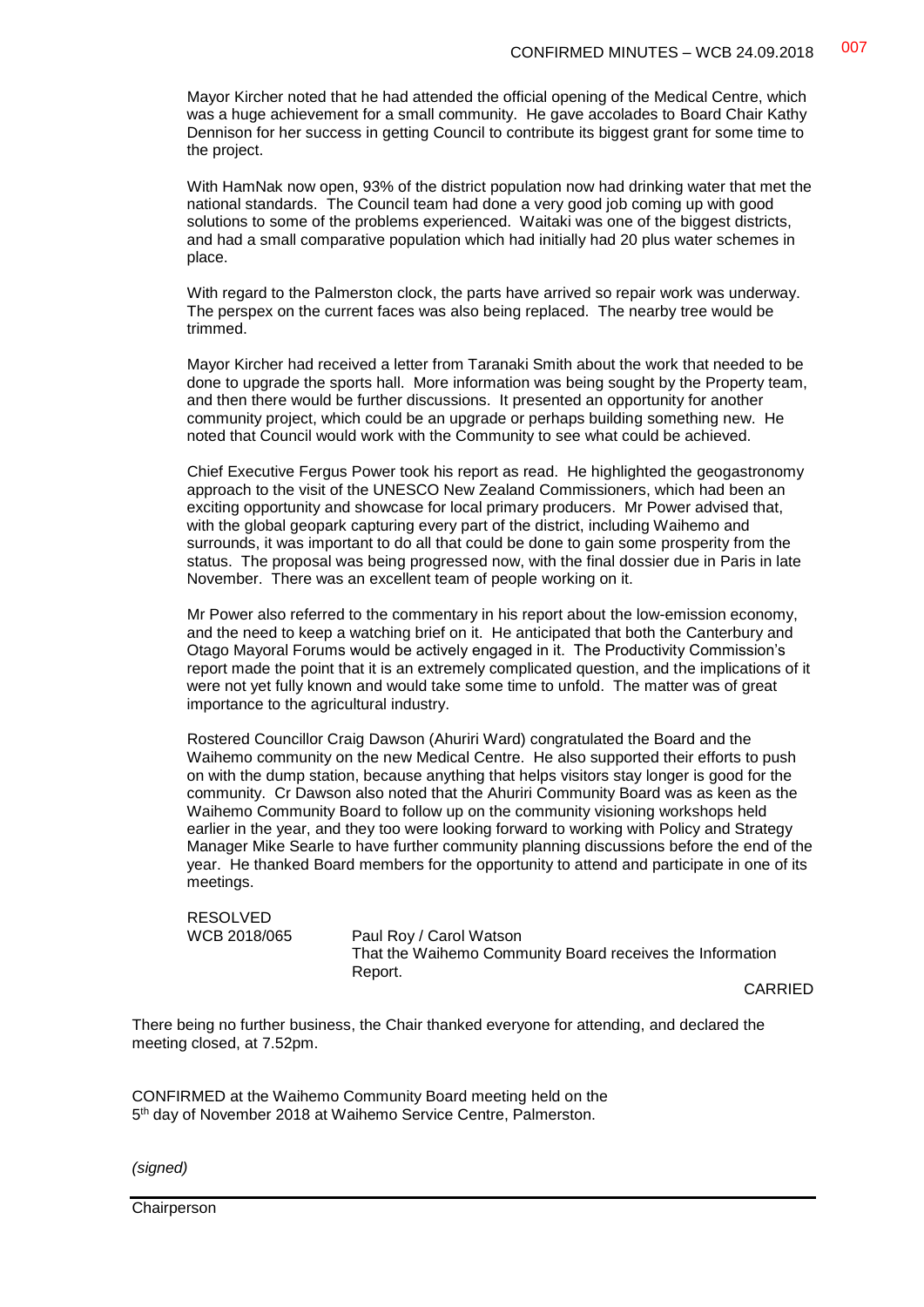Mayor Kircher noted that he had attended the official opening of the Medical Centre, which was a huge achievement for a small community. He gave accolades to Board Chair Kathy Dennison for her success in getting Council to contribute its biggest grant for some time to the project.

With HamNak now open, 93% of the district population now had drinking water that met the national standards. The Council team had done a very good job coming up with good solutions to some of the problems experienced. Waitaki was one of the biggest districts, and had a small comparative population which had initially had 20 plus water schemes in place.

With regard to the Palmerston clock, the parts have arrived so repair work was underway. The perspex on the current faces was also being replaced. The nearby tree would be trimmed.

Mayor Kircher had received a letter from Taranaki Smith about the work that needed to be done to upgrade the sports hall. More information was being sought by the Property team, and then there would be further discussions. It presented an opportunity for another community project, which could be an upgrade or perhaps building something new. He noted that Council would work with the Community to see what could be achieved.

Chief Executive Fergus Power took his report as read. He highlighted the geogastronomy approach to the visit of the UNESCO New Zealand Commissioners, which had been an exciting opportunity and showcase for local primary producers. Mr Power advised that, with the global geopark capturing every part of the district, including Waihemo and surrounds, it was important to do all that could be done to gain some prosperity from the status. The proposal was being progressed now, with the final dossier due in Paris in late November. There was an excellent team of people working on it.

Mr Power also referred to the commentary in his report about the low-emission economy, and the need to keep a watching brief on it. He anticipated that both the Canterbury and Otago Mayoral Forums would be actively engaged in it. The Productivity Commission's report made the point that it is an extremely complicated question, and the implications of it were not yet fully known and would take some time to unfold. The matter was of great importance to the agricultural industry.

Rostered Councillor Craig Dawson (Ahuriri Ward) congratulated the Board and the Waihemo community on the new Medical Centre. He also supported their efforts to push on with the dump station, because anything that helps visitors stay longer is good for the community. Cr Dawson also noted that the Ahuriri Community Board was as keen as the Waihemo Community Board to follow up on the community visioning workshops held earlier in the year, and they too were looking forward to working with Policy and Strategy Manager Mike Searle to have further community planning discussions before the end of the year. He thanked Board members for the opportunity to attend and participate in one of its meetings.

RESOLVED
WCB 2018/065 — Paul Roy / Carol Watson
That the Waihemo Community Board receives the Information Report.

CARRIED

There being no further business, the Chair thanked everyone for attending, and declared the meeting closed, at 7.52pm.

CONFIRMED at the Waihemo Community Board meeting held on the 5th day of November 2018 at Waihemo Service Centre, Palmerston.

*(signed)*

Chairperson